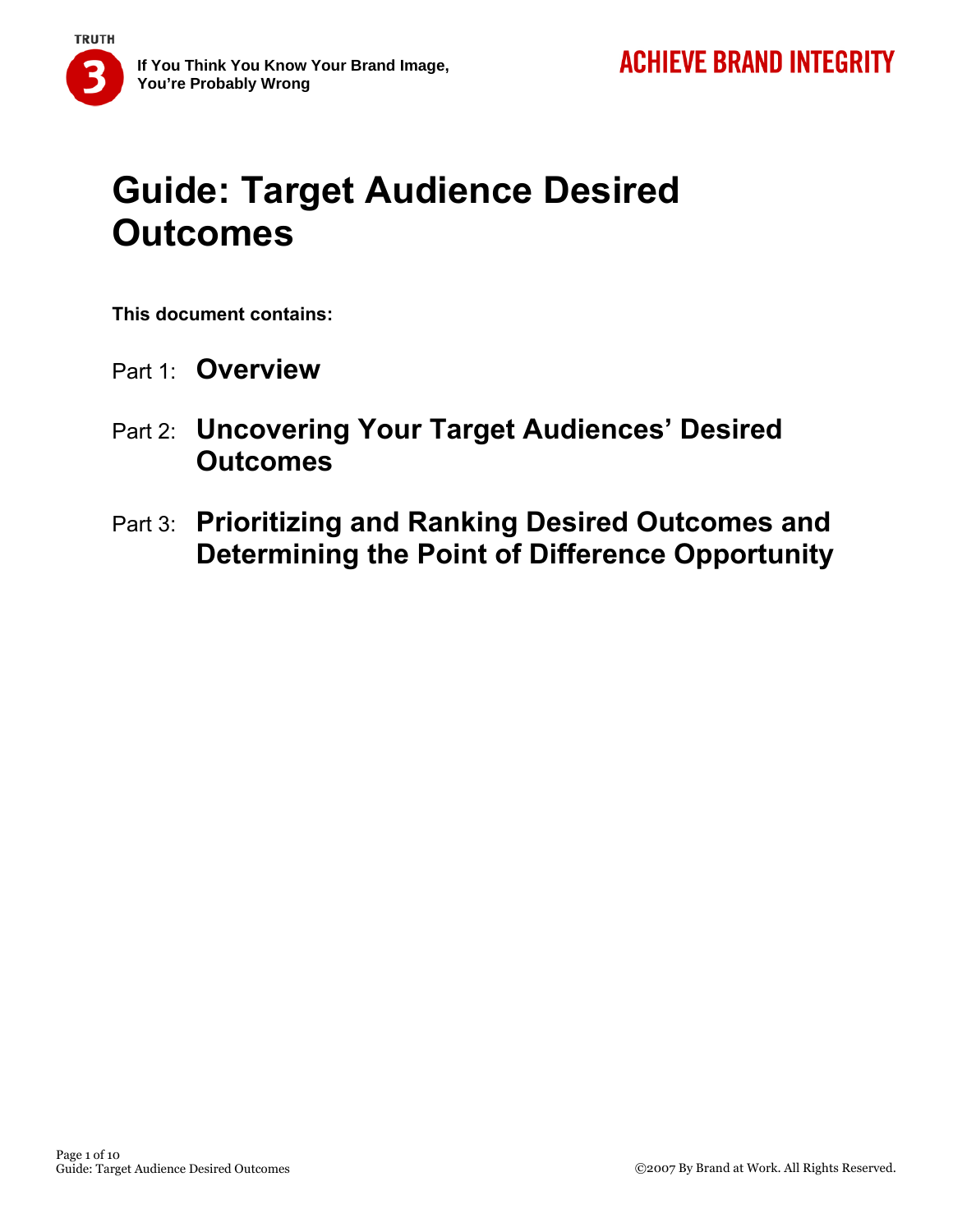# Guide: Target Audience Desired Outcomes

**This document contains:**

Part 1: **Overview**

Part 2: **Uncovering Your Target Audiences' Desired Outcomes**

Part 3: **Prioritizing and Ranking Desired Outcomes and Determining the Point of Difference Opportunity**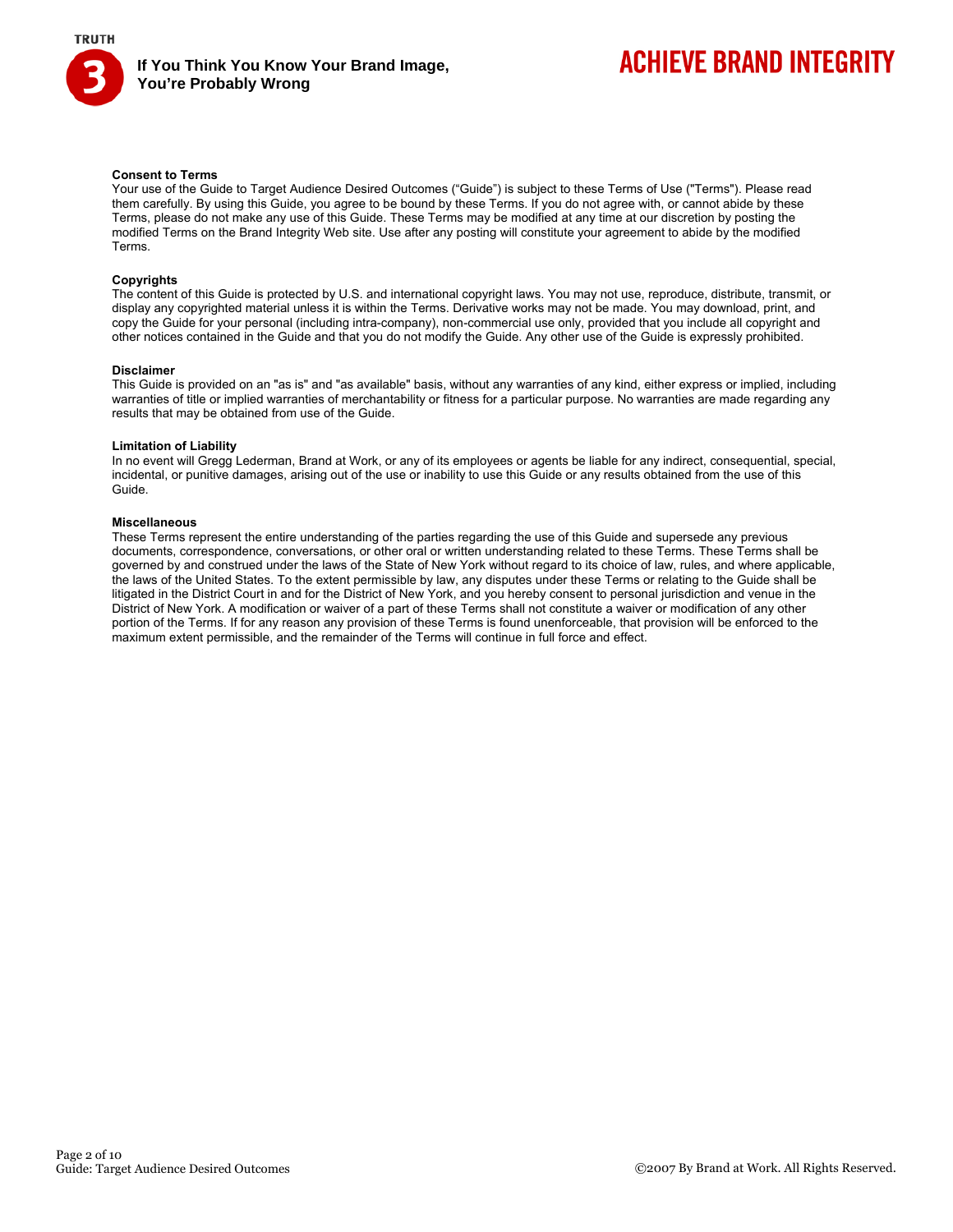**Consent to Terms**

Your use of the Guide to Target Audience Desired Outcomes (“Guide”) is subject to these Terms of Use ("Terms"). Please read them carefully. By using this Guide, you agree to be bound by these Terms. If you do not agree with, or cannot abide by these Terms, please do not make any use of this Guide. These Terms may be modified at any time at our discretion by posting the modified Terms on the Brand Integrity Web site. Use after any posting will constitute your agreement to abide by the modified Terms.

**Copyrights**

The content of this Guide is protected by U.S. and international copyright laws. You may not use, reproduce, distribute, transmit, or display any copyrighted material unless it is within the Terms. Derivative works may not be made. You may download, print, and copy the Guide for your personal (including intra-company), non-commercial use only, provided that you include all copyright and other notices contained in the Guide and that you do not modify the Guide. Any other use of the Guide is expressly prohibited.

**Disclaimer**

This Guide is provided on an "as is" and "as available" basis, without any warranties of any kind, either express or implied, including warranties of title or implied warranties of merchantability or fitness for a particular purpose. No warranties are made regarding any results that may be obtained from use of the Guide.

**Limitation of Liability**

In no event will Gregg Lederman, Brand at Work, or any of its employees or agents be liable for any indirect, consequential, special, incidental, or punitive damages, arising out of the use or inability to use this Guide or any results obtained from the use of this Guide.

**Miscellaneous**

These Terms represent the entire understanding of the parties regarding the use of this Guide and supersede any previous documents, correspondence, conversations, or other oral or written understanding related to these Terms. These Terms shall be governed by and construed under the laws of the State of New York without regard to its choice of law, rules, and where applicable, the laws of the United States. To the extent permissible by law, any disputes under these Terms or relating to the Guide shall be litigated in the District Court in and for the District of New York, and you hereby consent to personal jurisdiction and venue in the District of New York. A modification or waiver of a part of these Terms shall not constitute a waiver or modification of any other portion of the Terms. If for any reason any provision of these Terms is found unenforceable, that provision will be enforced to the maximum extent permissible, and the remainder of the Terms will continue in full force and effect.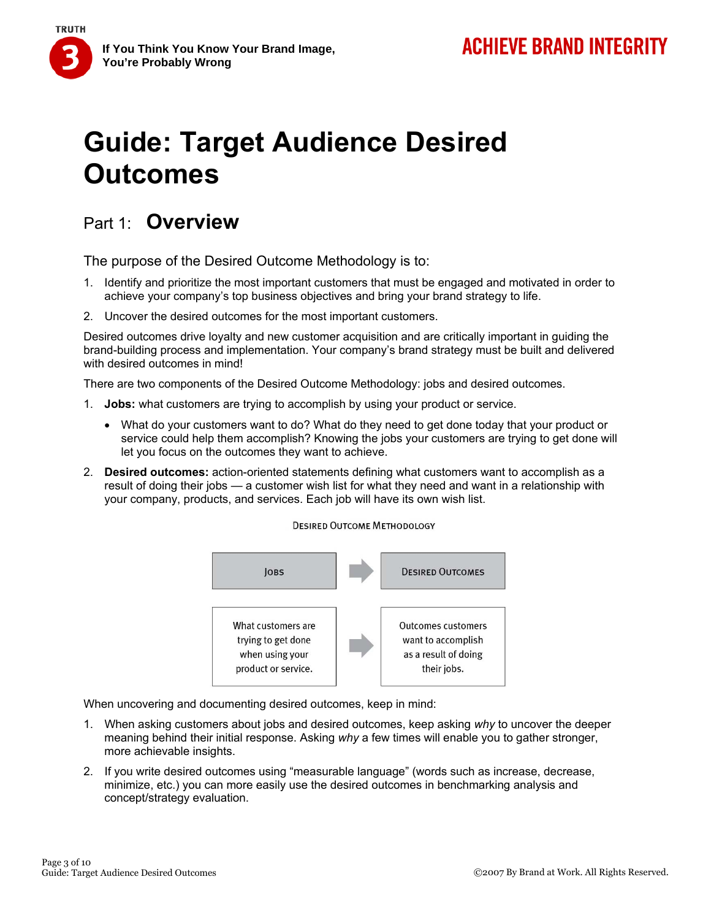# Guide: Target Audience Desired Outcomes

## Part 1: Overview

The purpose of the Desired Outcome Methodology is to:

1. Identify and prioritize the most important customers that must be engaged and motivated in order to achieve your company's top business objectives and bring your brand strategy to life.
2. Uncover the desired outcomes for the most important customers.

Desired outcomes drive loyalty and new customer acquisition and are critically important in guiding the brand-building process and implementation. Your company's brand strategy must be built and delivered with desired outcomes in mind!

There are two components of the Desired Outcome Methodology: jobs and desired outcomes.

1. **Jobs:** what customers are trying to accomplish by using your product or service.
   - What do your customers want to do? What do they need to get done today that your product or service could help them accomplish? Knowing the jobs your customers are trying to get done will let you focus on the outcomes they want to achieve.
2. **Desired outcomes:** action-oriented statements defining what customers want to accomplish as a result of doing their jobs — a customer wish list for what they need and want in a relationship with your company, products, and services. Each job will have its own wish list.

Desired Outcome Methodology

| Jobs | → | Desired Outcomes |
|---|---|---|
| What customers are trying to get done when using your product or service. | → | Outcomes customers want to accomplish as a result of doing their jobs. |

When uncovering and documenting desired outcomes, keep in mind:

1. When asking customers about jobs and desired outcomes, keep asking *why* to uncover the deeper meaning behind their initial response. Asking *why* a few times will enable you to gather stronger, more achievable insights.
2. If you write desired outcomes using "measurable language" (words such as increase, decrease, minimize, etc.) you can more easily use the desired outcomes in benchmarking analysis and concept/strategy evaluation.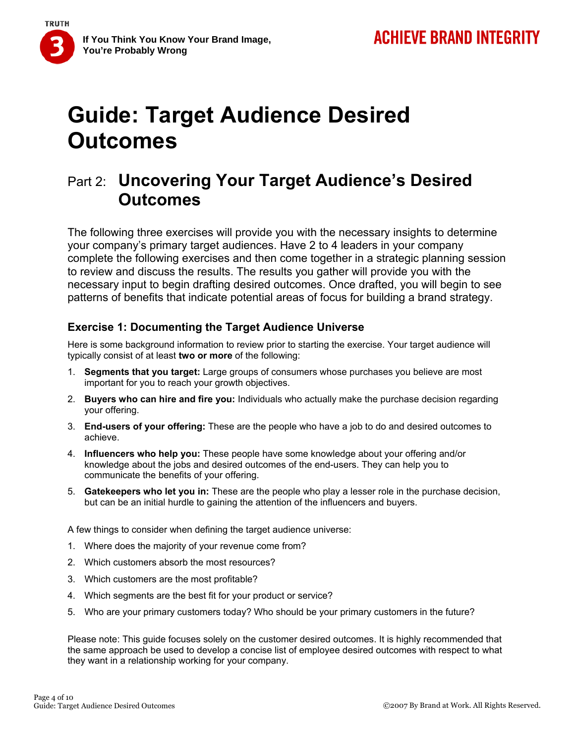# Guide: Target Audience Desired Outcomes

## Part 2: Uncovering Your Target Audience's Desired Outcomes

The following three exercises will provide you with the necessary insights to determine your company's primary target audiences. Have 2 to 4 leaders in your company complete the following exercises and then come together in a strategic planning session to review and discuss the results. The results you gather will provide you with the necessary input to begin drafting desired outcomes. Once drafted, you will begin to see patterns of benefits that indicate potential areas of focus for building a brand strategy.

### Exercise 1: Documenting the Target Audience Universe

Here is some background information to review prior to starting the exercise. Your target audience will typically consist of at least **two or more** of the following:

1. **Segments that you target:** Large groups of consumers whose purchases you believe are most important for you to reach your growth objectives.
2. **Buyers who can hire and fire you:** Individuals who actually make the purchase decision regarding your offering.
3. **End-users of your offering:** These are the people who have a job to do and desired outcomes to achieve.
4. **Influencers who help you:** These people have some knowledge about your offering and/or knowledge about the jobs and desired outcomes of the end-users. They can help you to communicate the benefits of your offering.
5. **Gatekeepers who let you in:** These are the people who play a lesser role in the purchase decision, but can be an initial hurdle to gaining the attention of the influencers and buyers.

A few things to consider when defining the target audience universe:

1. Where does the majority of your revenue come from?
2. Which customers absorb the most resources?
3. Which customers are the most profitable?
4. Which segments are the best fit for your product or service?
5. Who are your primary customers today? Who should be your primary customers in the future?

Please note: This guide focuses solely on the customer desired outcomes. It is highly recommended that the same approach be used to develop a concise list of employee desired outcomes with respect to what they want in a relationship working for your company.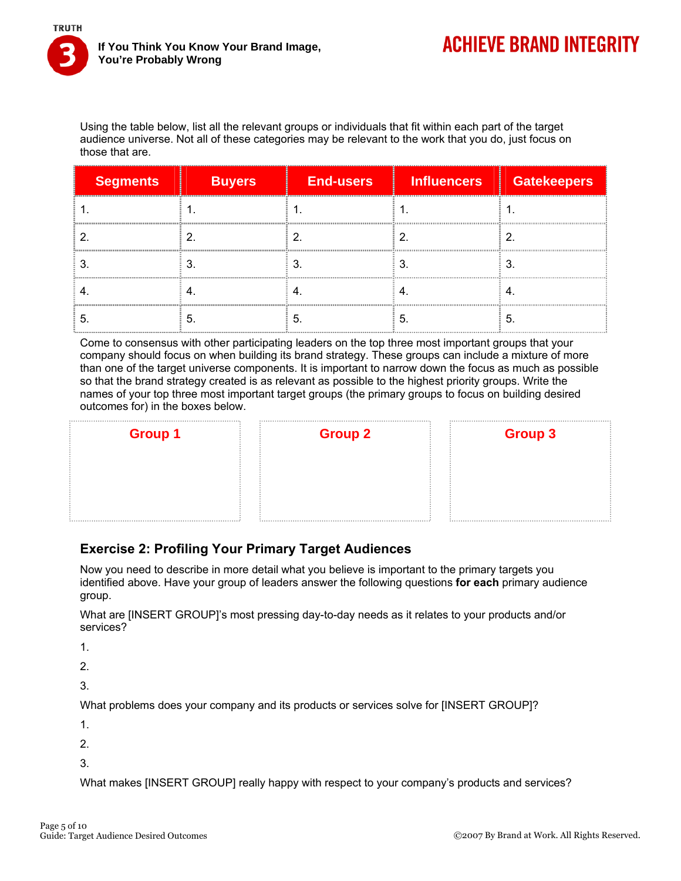Using the table below, list all the relevant groups or individuals that fit within each part of the target audience universe. Not all of these categories may be relevant to the work that you do, just focus on those that are.

| Segments | Buyers | End-users | Influencers | Gatekeepers |
|---|---|---|---|---|
| 1. | 1. | 1. | 1. | 1. |
| 2. | 2. | 2. | 2. | 2. |
| 3. | 3. | 3. | 3. | 3. |
| 4. | 4. | 4. | 4. | 4. |
| 5. | 5. | 5. | 5. | 5. |

Come to consensus with other participating leaders on the top three most important groups that your company should focus on when building its brand strategy. These groups can include a mixture of more than one of the target universe components. It is important to narrow down the focus as much as possible so that the brand strategy created is as relevant as possible to the highest priority groups. Write the names of your top three most important target groups (the primary groups to focus on building desired outcomes for) in the boxes below.

| Group 1 | Group 2 | Group 3 |
|---|---|---|
| | | |

## Exercise 2: Profiling Your Primary Target Audiences

Now you need to describe in more detail what you believe is important to the primary targets you identified above. Have your group of leaders answer the following questions **for each** primary audience group.

What are [INSERT GROUP]'s most pressing day-to-day needs as it relates to your products and/or services?

1.

2.

3.

What problems does your company and its products or services solve for [INSERT GROUP]?

1.

2.

3.

What makes [INSERT GROUP] really happy with respect to your company's products and services?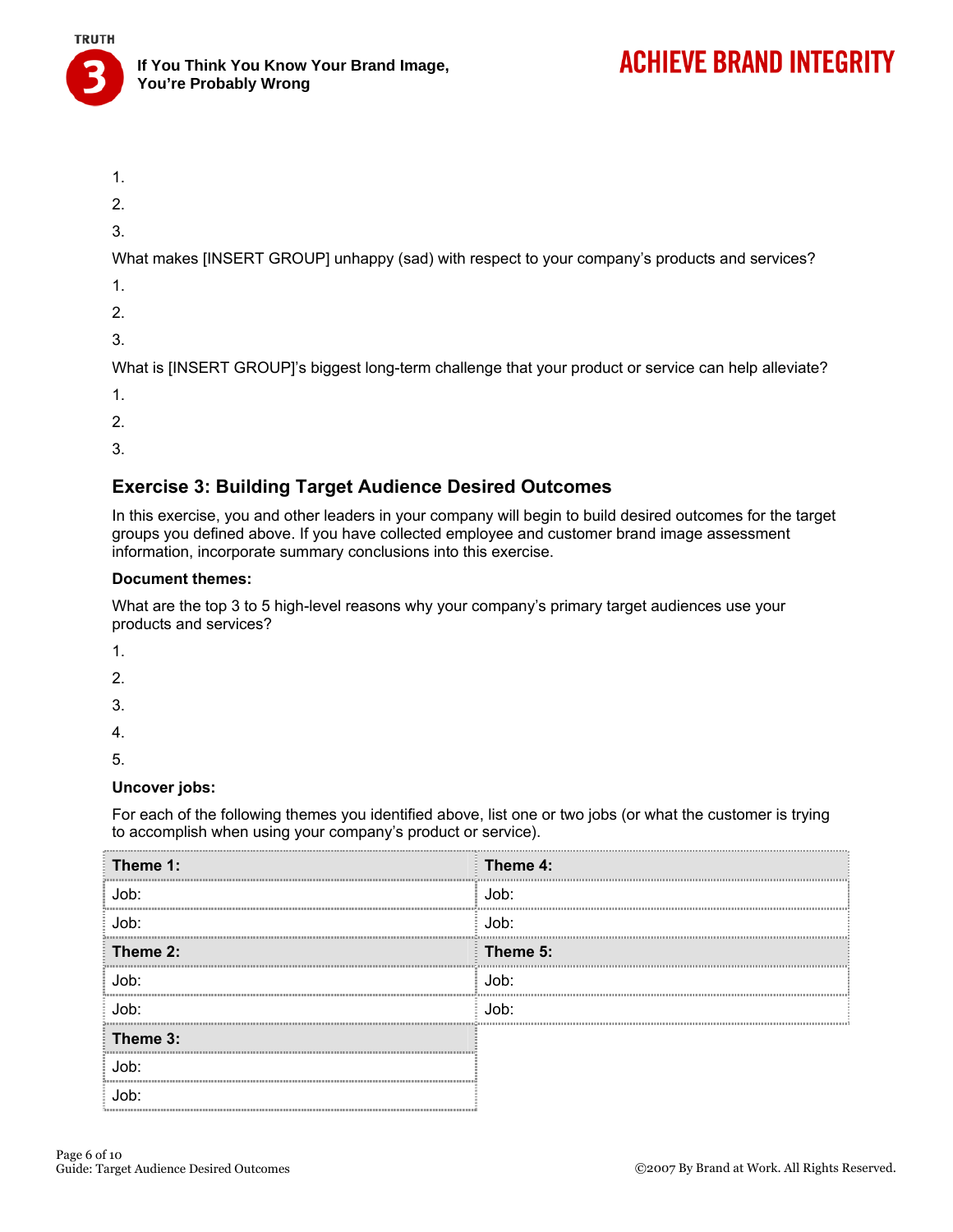1.

2.

3.

What makes [INSERT GROUP] unhappy (sad) with respect to your company's products and services?

1.

2.

3.

What is [INSERT GROUP]'s biggest long-term challenge that your product or service can help alleviate?

1.

2.

3.

## Exercise 3: Building Target Audience Desired Outcomes

In this exercise, you and other leaders in your company will begin to build desired outcomes for the target groups you defined above. If you have collected employee and customer brand image assessment information, incorporate summary conclusions into this exercise.

**Document themes:**

What are the top 3 to 5 high-level reasons why your company's primary target audiences use your products and services?

1.

2.

3.

4.

5.

**Uncover jobs:**

For each of the following themes you identified above, list one or two jobs (or what the customer is trying to accomplish when using your company's product or service).

| **Theme 1:** | **Theme 4:** |
|---|---|
| Job: | Job: |
| Job: | Job: |
| **Theme 2:** | **Theme 5:** |
| Job: | Job: |
| Job: | Job: |
| **Theme 3:** | |
| Job: | |
| Job: | |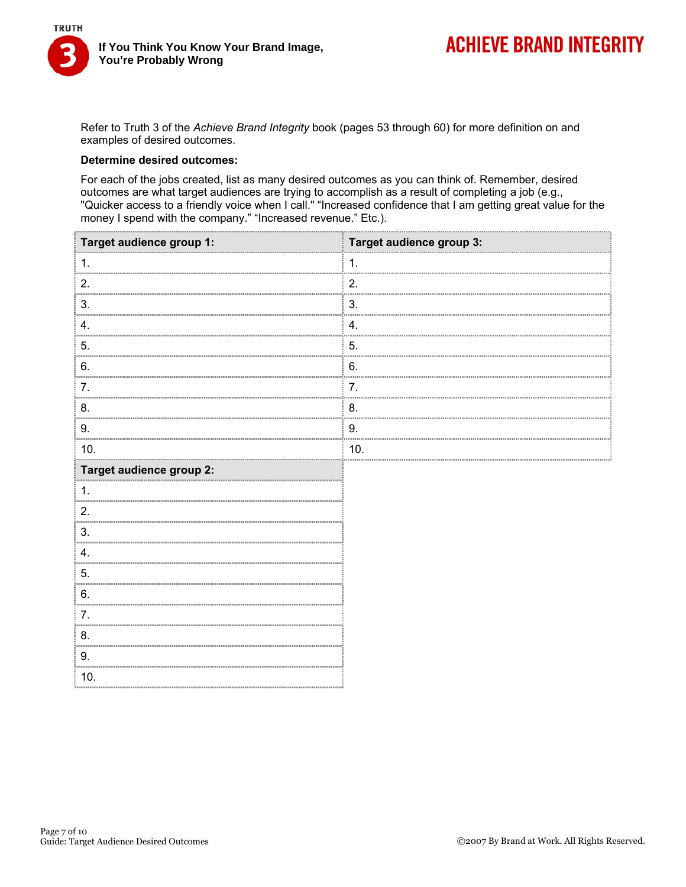Refer to Truth 3 of the *Achieve Brand Integrity* book (pages 53 through 60) for more definition on and examples of desired outcomes.

**Determine desired outcomes:**

For each of the jobs created, list as many desired outcomes as you can think of. Remember, desired outcomes are what target audiences are trying to accomplish as a result of completing a job (e.g., "Quicker access to a friendly voice when I call." "Increased confidence that I am getting great value for the money I spend with the company." "Increased revenue." Etc.).

| Target audience group 1: | Target audience group 3: |
| --- | --- |
| 1. | 1. |
| 2. | 2. |
| 3. | 3. |
| 4. | 4. |
| 5. | 5. |
| 6. | 6. |
| 7. | 7. |
| 8. | 8. |
| 9. | 9. |
| 10. | 10. |

| Target audience group 2: |
| --- |
| 1. |
| 2. |
| 3. |
| 4. |
| 5. |
| 6. |
| 7. |
| 8. |
| 9. |
| 10. |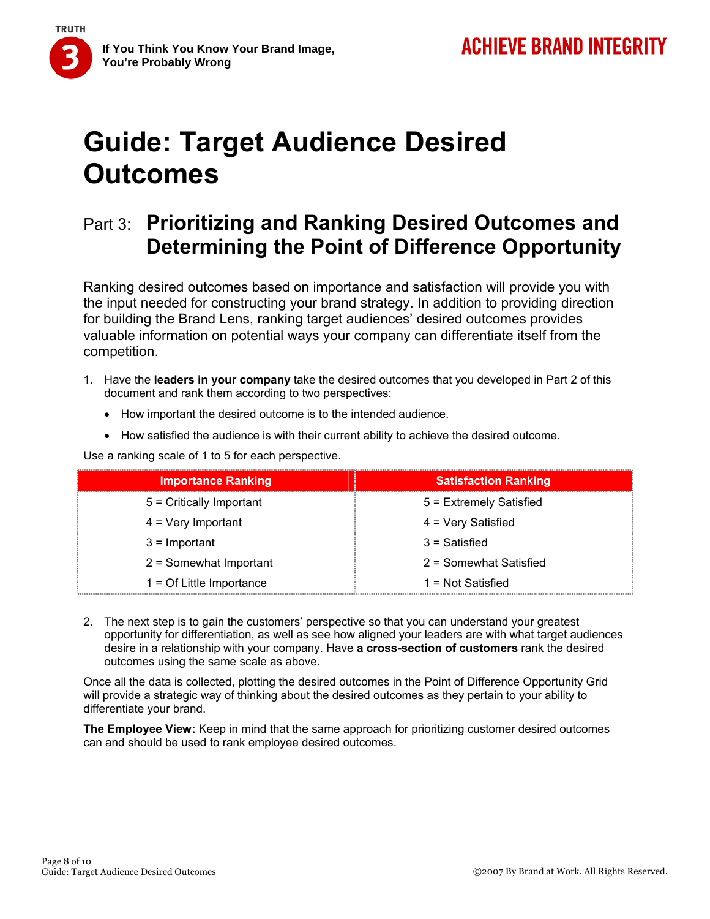# Guide: Target Audience Desired Outcomes

## Part 3: Prioritizing and Ranking Desired Outcomes and Determining the Point of Difference Opportunity

Ranking desired outcomes based on importance and satisfaction will provide you with the input needed for constructing your brand strategy. In addition to providing direction for building the Brand Lens, ranking target audiences' desired outcomes provides valuable information on potential ways your company can differentiate itself from the competition.

1. Have the **leaders in your company** take the desired outcomes that you developed in Part 2 of this document and rank them according to two perspectives:
   - How important the desired outcome is to the intended audience.
   - How satisfied the audience is with their current ability to achieve the desired outcome.

Use a ranking scale of 1 to 5 for each perspective.

| Importance Ranking | Satisfaction Ranking |
|---|---|
| 5 = Critically Important | 5 = Extremely Satisfied |
| 4 = Very Important | 4 = Very Satisfied |
| 3 = Important | 3 = Satisfied |
| 2 = Somewhat Important | 2 = Somewhat Satisfied |
| 1 = Of Little Importance | 1 = Not Satisfied |

2. The next step is to gain the customers' perspective so that you can understand your greatest opportunity for differentiation, as well as see how aligned your leaders are with what target audiences desire in a relationship with your company. Have **a cross-section of customers** rank the desired outcomes using the same scale as above.

Once all the data is collected, plotting the desired outcomes in the Point of Difference Opportunity Grid will provide a strategic way of thinking about the desired outcomes as they pertain to your ability to differentiate your brand.

**The Employee View:** Keep in mind that the same approach for prioritizing customer desired outcomes can and should be used to rank employee desired outcomes.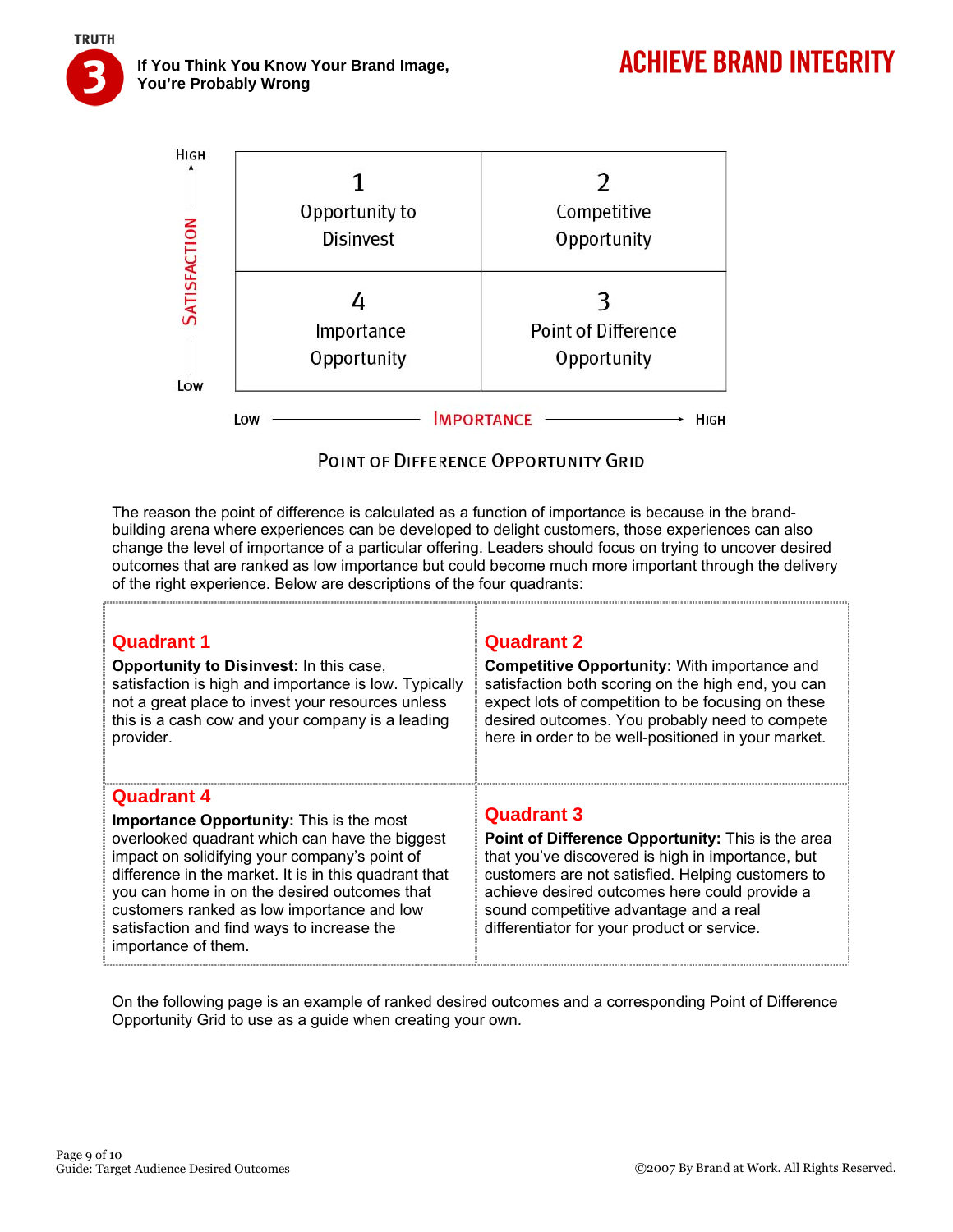TRUTH 3

**If You Think You Know Your Brand Image, You're Probably Wrong**

## ACHIEVE BRAND INTEGRITY

| Satisfaction ↑ / Importance → | Low Importance | High Importance |
|---|---|---|
| **High Satisfaction** | 1 Opportunity to Disinvest | 2 Competitive Opportunity |
| **Low Satisfaction** | 4 Importance Opportunity | 3 Point of Difference Opportunity |

POINT OF DIFFERENCE OPPORTUNITY GRID

The reason the point of difference is calculated as a function of importance is because in the brand-building arena where experiences can be developed to delight customers, those experiences can also change the level of importance of a particular offering. Leaders should focus on trying to uncover desired outcomes that are ranked as low importance but could become much more important through the delivery of the right experience. Below are descriptions of the four quadrants:

### Quadrant 1

**Opportunity to Disinvest:** In this case, satisfaction is high and importance is low. Typically not a great place to invest your resources unless this is a cash cow and your company is a leading provider.

### Quadrant 2

**Competitive Opportunity:** With importance and satisfaction both scoring on the high end, you can expect lots of competition to be focusing on these desired outcomes. You probably need to compete here in order to be well-positioned in your market.

### Quadrant 4

**Importance Opportunity:** This is the most overlooked quadrant which can have the biggest impact on solidifying your company's point of difference in the market. It is in this quadrant that you can home in on the desired outcomes that customers ranked as low importance and low satisfaction and find ways to increase the importance of them.

### Quadrant 3

**Point of Difference Opportunity:** This is the area that you've discovered is high in importance, but customers are not satisfied. Helping customers to achieve desired outcomes here could provide a sound competitive advantage and a real differentiator for your product or service.

On the following page is an example of ranked desired outcomes and a corresponding Point of Difference Opportunity Grid to use as a guide when creating your own.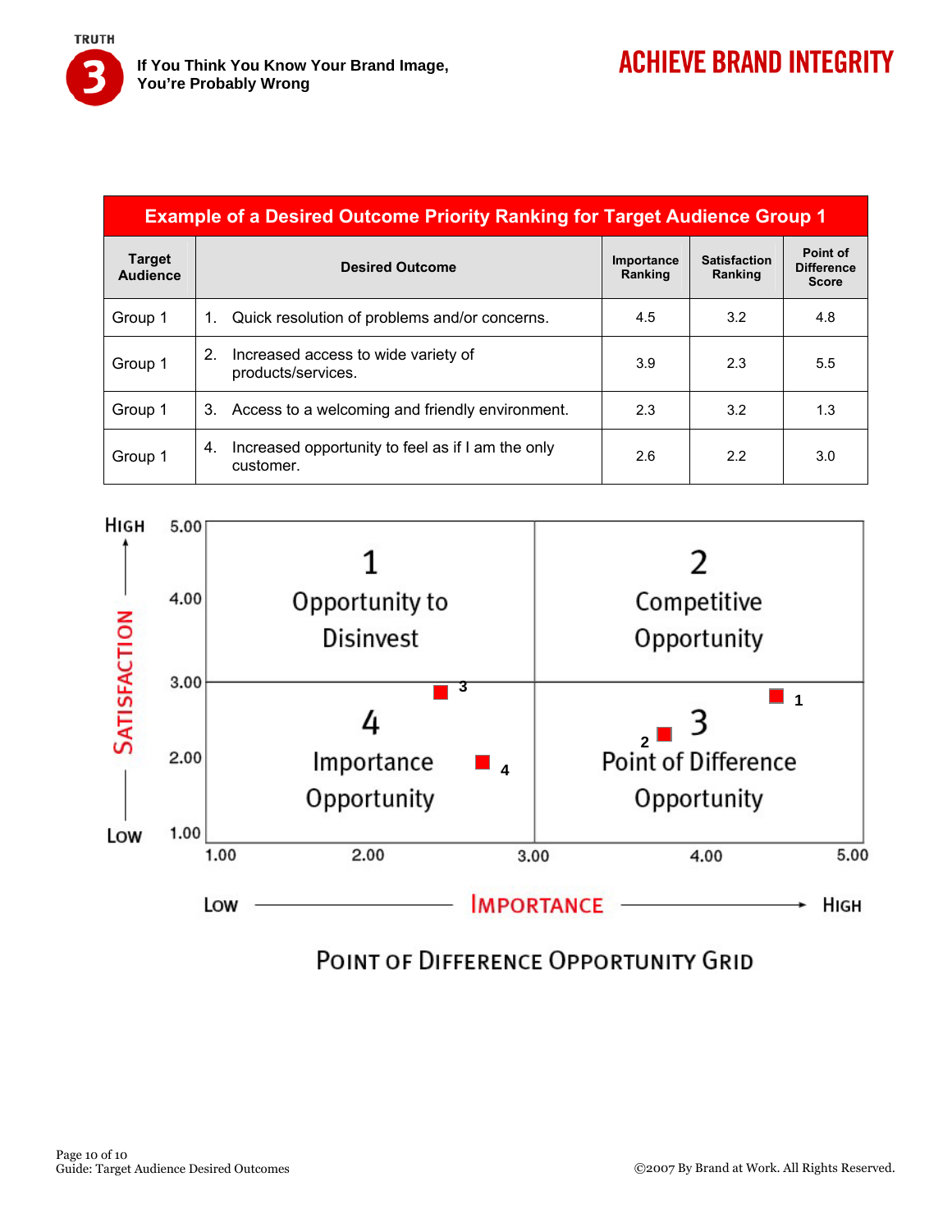## Example of a Desired Outcome Priority Ranking for Target Audience Group 1

| Target Audience | Desired Outcome | Importance Ranking | Satisfaction Ranking | Point of Difference Score |
|---|---|---|---|---|
| Group 1 | 1. Quick resolution of problems and/or concerns. | 4.5 | 3.2 | 4.8 |
| Group 1 | 2. Increased access to wide variety of products/services. | 3.9 | 2.3 | 5.5 |
| Group 1 | 3. Access to a welcoming and friendly environment. | 2.3 | 3.2 | 1.3 |
| Group 1 | 4. Increased opportunity to feel as if I am the only customer. | 2.6 | 2.2 | 3.0 |

High
5.00
4.00
3.00
2.00
1.00
Low
SATISFACTION

1 Opportunity to Disinvest

2 Competitive Opportunity

4 Importance Opportunity

3 Point of Difference Opportunity

1
2
3
4

1.00 2.00 3.00 4.00 5.00

Low — IMPORTANCE — High

POINT OF DIFFERENCE OPPORTUNITY GRID